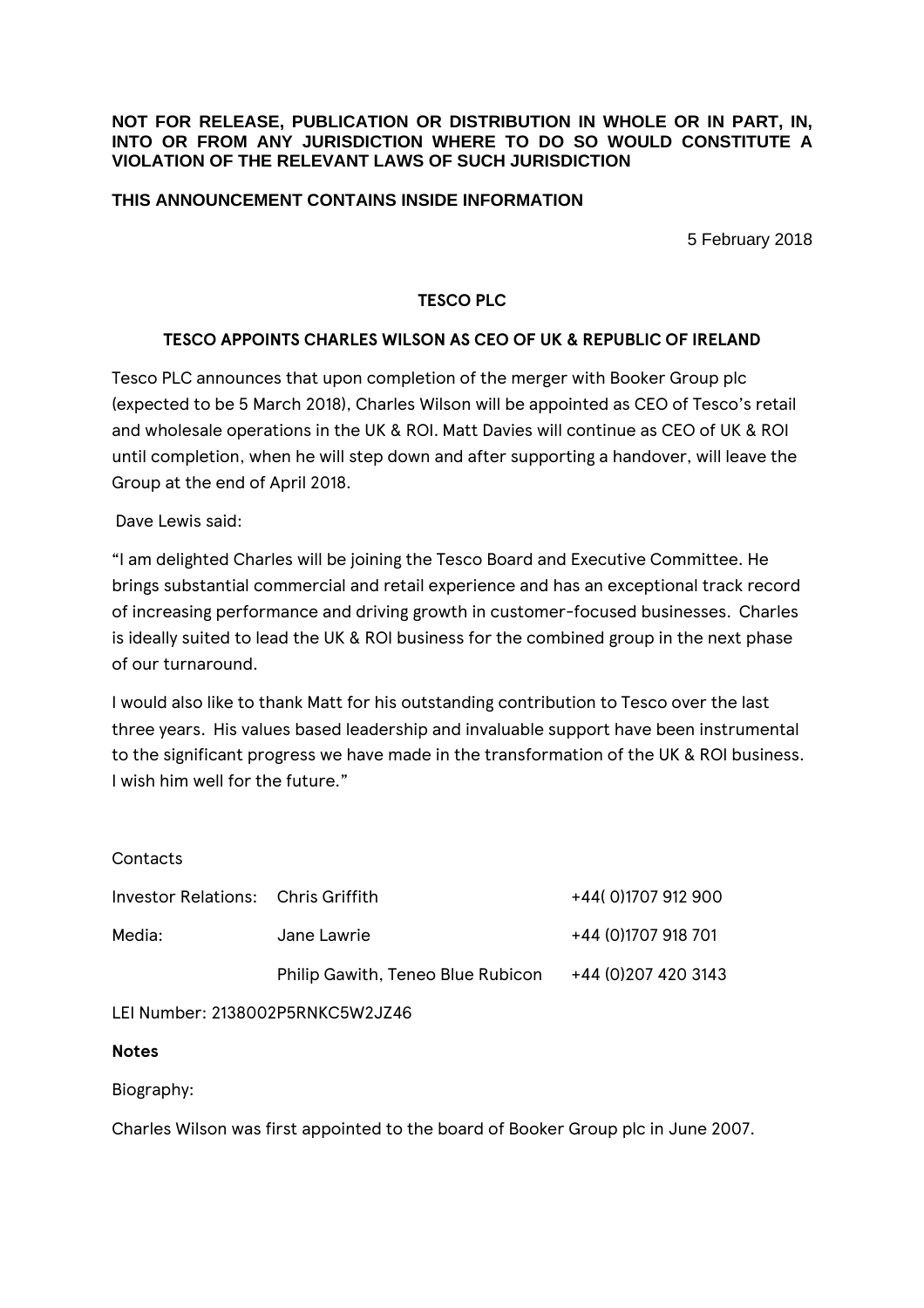**NOT FOR RELEASE, PUBLICATION OR DISTRIBUTION IN WHOLE OR IN PART, IN, INTO OR FROM ANY JURISDICTION WHERE TO DO SO WOULD CONSTITUTE A VIOLATION OF THE RELEVANT LAWS OF SUCH JURISDICTION**

**THIS ANNOUNCEMENT CONTAINS INSIDE INFORMATION**

5 February 2018

# TESCO PLC

## TESCO APPOINTS CHARLES WILSON AS CEO OF UK & REPUBLIC OF IRELAND

Tesco PLC announces that upon completion of the merger with Booker Group plc (expected to be 5 March 2018), Charles Wilson will be appointed as CEO of Tesco's retail and wholesale operations in the UK & ROI. Matt Davies will continue as CEO of UK & ROI until completion, when he will step down and after supporting a handover, will leave the Group at the end of April 2018.

Dave Lewis said:

"I am delighted Charles will be joining the Tesco Board and Executive Committee. He brings substantial commercial and retail experience and has an exceptional track record of increasing performance and driving growth in customer-focused businesses. Charles is ideally suited to lead the UK & ROI business for the combined group in the next phase of our turnaround.

I would also like to thank Matt for his outstanding contribution to Tesco over the last three years. His values based leadership and invaluable support have been instrumental to the significant progress we have made in the transformation of the UK & ROI business. I wish him well for the future."

Contacts

| | | |
|---|---|---|
| Investor Relations: | Chris Griffith | +44( 0)1707 912 900 |
| Media: | Jane Lawrie | +44 (0)1707 918 701 |
| | Philip Gawith, Teneo Blue Rubicon | +44 (0)207 420 3143 |

LEI Number: 2138002P5RNKC5W2JZ46

**Notes**

Biography:

Charles Wilson was first appointed to the board of Booker Group plc in June 2007.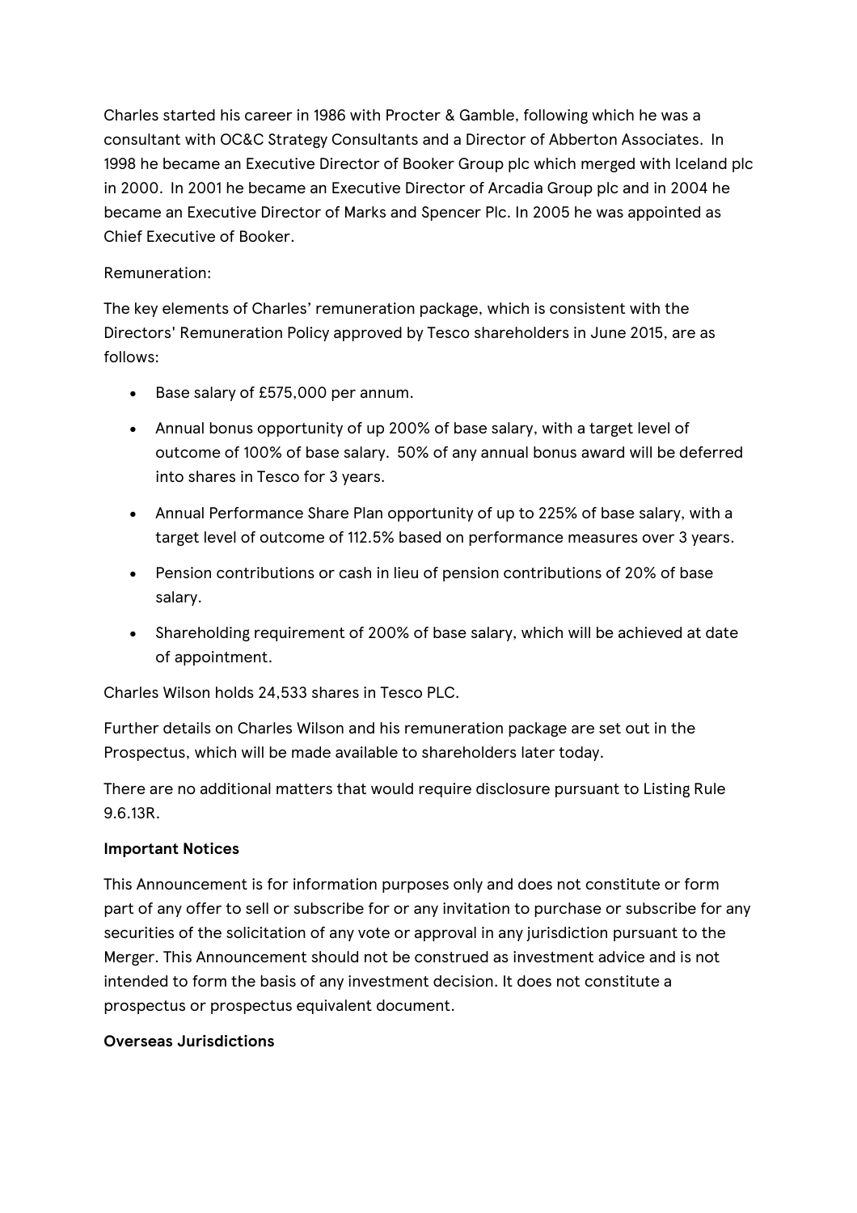Charles started his career in 1986 with Procter & Gamble, following which he was a consultant with OC&C Strategy Consultants and a Director of Abberton Associates. In 1998 he became an Executive Director of Booker Group plc which merged with Iceland plc in 2000. In 2001 he became an Executive Director of Arcadia Group plc and in 2004 he became an Executive Director of Marks and Spencer Plc. In 2005 he was appointed as Chief Executive of Booker.

Remuneration:

The key elements of Charles' remuneration package, which is consistent with the Directors' Remuneration Policy approved by Tesco shareholders in June 2015, are as follows:

- Base salary of £575,000 per annum.
- Annual bonus opportunity of up 200% of base salary, with a target level of outcome of 100% of base salary. 50% of any annual bonus award will be deferred into shares in Tesco for 3 years.
- Annual Performance Share Plan opportunity of up to 225% of base salary, with a target level of outcome of 112.5% based on performance measures over 3 years.
- Pension contributions or cash in lieu of pension contributions of 20% of base salary.
- Shareholding requirement of 200% of base salary, which will be achieved at date of appointment.

Charles Wilson holds 24,533 shares in Tesco PLC.

Further details on Charles Wilson and his remuneration package are set out in the Prospectus, which will be made available to shareholders later today.

There are no additional matters that would require disclosure pursuant to Listing Rule 9.6.13R.

**Important Notices**

This Announcement is for information purposes only and does not constitute or form part of any offer to sell or subscribe for or any invitation to purchase or subscribe for any securities of the solicitation of any vote or approval in any jurisdiction pursuant to the Merger. This Announcement should not be construed as investment advice and is not intended to form the basis of any investment decision. It does not constitute a prospectus or prospectus equivalent document.

**Overseas Jurisdictions**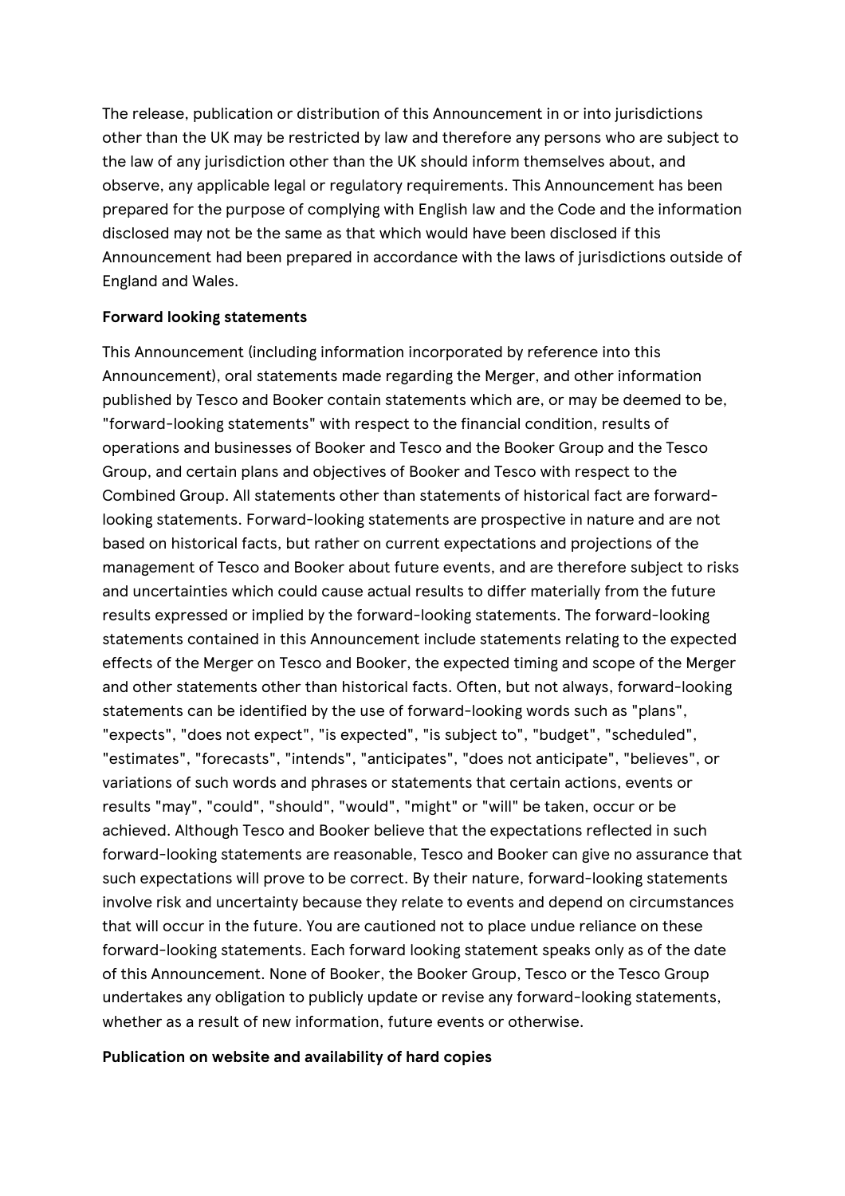The release, publication or distribution of this Announcement in or into jurisdictions other than the UK may be restricted by law and therefore any persons who are subject to the law of any jurisdiction other than the UK should inform themselves about, and observe, any applicable legal or regulatory requirements. This Announcement has been prepared for the purpose of complying with English law and the Code and the information disclosed may not be the same as that which would have been disclosed if this Announcement had been prepared in accordance with the laws of jurisdictions outside of England and Wales.

**Forward looking statements**

This Announcement (including information incorporated by reference into this Announcement), oral statements made regarding the Merger, and other information published by Tesco and Booker contain statements which are, or may be deemed to be, "forward-looking statements" with respect to the financial condition, results of operations and businesses of Booker and Tesco and the Booker Group and the Tesco Group, and certain plans and objectives of Booker and Tesco with respect to the Combined Group. All statements other than statements of historical fact are forward-looking statements. Forward-looking statements are prospective in nature and are not based on historical facts, but rather on current expectations and projections of the management of Tesco and Booker about future events, and are therefore subject to risks and uncertainties which could cause actual results to differ materially from the future results expressed or implied by the forward-looking statements. The forward-looking statements contained in this Announcement include statements relating to the expected effects of the Merger on Tesco and Booker, the expected timing and scope of the Merger and other statements other than historical facts. Often, but not always, forward-looking statements can be identified by the use of forward-looking words such as "plans", "expects", "does not expect", "is expected", "is subject to", "budget", "scheduled", "estimates", "forecasts", "intends", "anticipates", "does not anticipate", "believes", or variations of such words and phrases or statements that certain actions, events or results "may", "could", "should", "would", "might" or "will" be taken, occur or be achieved. Although Tesco and Booker believe that the expectations reflected in such forward-looking statements are reasonable, Tesco and Booker can give no assurance that such expectations will prove to be correct. By their nature, forward-looking statements involve risk and uncertainty because they relate to events and depend on circumstances that will occur in the future. You are cautioned not to place undue reliance on these forward-looking statements. Each forward looking statement speaks only as of the date of this Announcement. None of Booker, the Booker Group, Tesco or the Tesco Group undertakes any obligation to publicly update or revise any forward-looking statements, whether as a result of new information, future events or otherwise.

**Publication on website and availability of hard copies**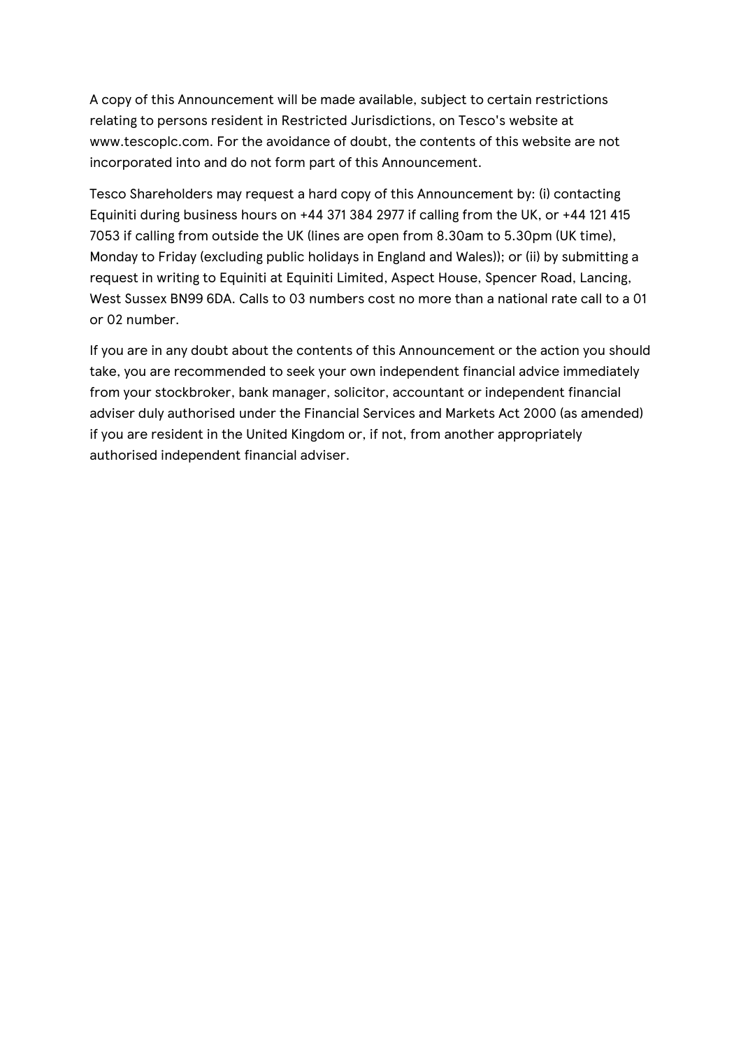A copy of this Announcement will be made available, subject to certain restrictions relating to persons resident in Restricted Jurisdictions, on Tesco's website at www.tescoplc.com. For the avoidance of doubt, the contents of this website are not incorporated into and do not form part of this Announcement.

Tesco Shareholders may request a hard copy of this Announcement by: (i) contacting Equiniti during business hours on +44 371 384 2977 if calling from the UK, or +44 121 415 7053 if calling from outside the UK (lines are open from 8.30am to 5.30pm (UK time), Monday to Friday (excluding public holidays in England and Wales)); or (ii) by submitting a request in writing to Equiniti at Equiniti Limited, Aspect House, Spencer Road, Lancing, West Sussex BN99 6DA. Calls to 03 numbers cost no more than a national rate call to a 01 or 02 number.

If you are in any doubt about the contents of this Announcement or the action you should take, you are recommended to seek your own independent financial advice immediately from your stockbroker, bank manager, solicitor, accountant or independent financial adviser duly authorised under the Financial Services and Markets Act 2000 (as amended) if you are resident in the United Kingdom or, if not, from another appropriately authorised independent financial adviser.